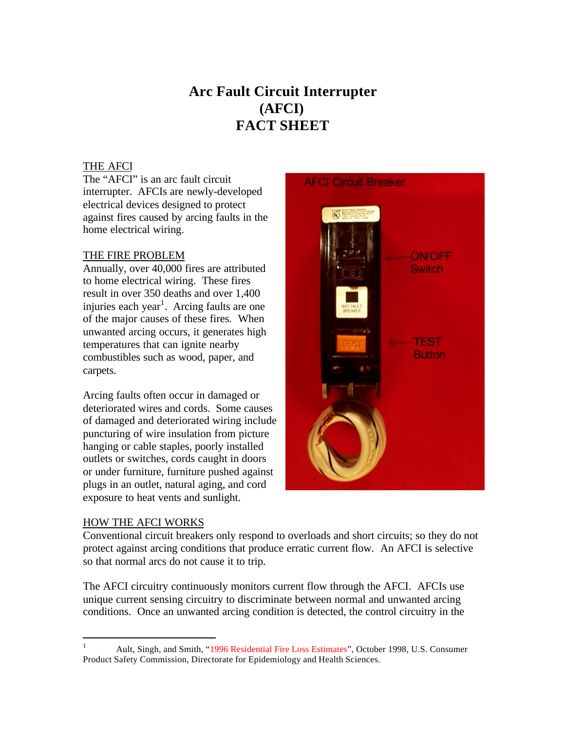# Arc Fault Circuit Interrupter (AFCI) FACT SHEET

## THE AFCI

The "AFCI" is an arc fault circuit interrupter. AFCIs are newly-developed electrical devices designed to protect against fires caused by arcing faults in the home electrical wiring.

## THE FIRE PROBLEM

Annually, over 40,000 fires are attributed to home electrical wiring. These fires result in over 350 deaths and over 1,400 injuries each year[1]. Arcing faults are one of the major causes of these fires. When unwanted arcing occurs, it generates high temperatures that can ignite nearby combustibles such as wood, paper, and carpets.

Arcing faults often occur in damaged or deteriorated wires and cords. Some causes of damaged and deteriorated wiring include puncturing of wire insulation from picture hanging or cable staples, poorly installed outlets or switches, cords caught in doors or under furniture, furniture pushed against plugs in an outlet, natural aging, and cord exposure to heat vents and sunlight.

## HOW THE AFCI WORKS

Conventional circuit breakers only respond to overloads and short circuits; so they do not protect against arcing conditions that produce erratic current flow. An AFCI is selective so that normal arcs do not cause it to trip.

The AFCI circuitry continuously monitors current flow through the AFCI. AFCIs use unique current sensing circuitry to discriminate between normal and unwanted arcing conditions. Once an unwanted arcing condition is detected, the control circuitry in the

---

[1] Ault, Singh, and Smith, "1996 Residential Fire Loss Estimates", October 1998, U.S. Consumer Product Safety Commission, Directorate for Epidemiology and Health Sciences.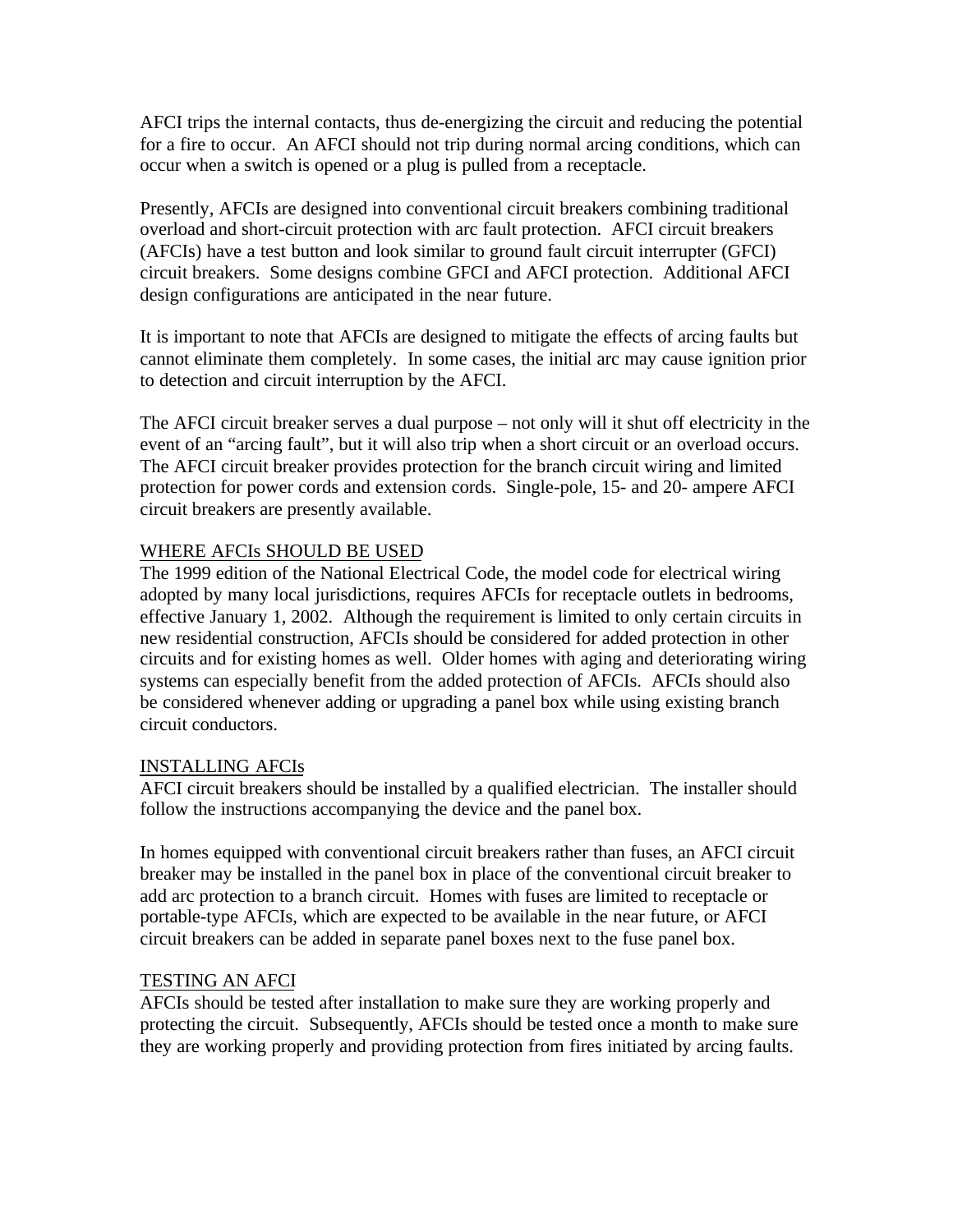AFCI trips the internal contacts, thus de-energizing the circuit and reducing the potential for a fire to occur. An AFCI should not trip during normal arcing conditions, which can occur when a switch is opened or a plug is pulled from a receptacle.

Presently, AFCIs are designed into conventional circuit breakers combining traditional overload and short-circuit protection with arc fault protection. AFCI circuit breakers (AFCIs) have a test button and look similar to ground fault circuit interrupter (GFCI) circuit breakers. Some designs combine GFCI and AFCI protection. Additional AFCI design configurations are anticipated in the near future.

It is important to note that AFCIs are designed to mitigate the effects of arcing faults but cannot eliminate them completely. In some cases, the initial arc may cause ignition prior to detection and circuit interruption by the AFCI.

The AFCI circuit breaker serves a dual purpose – not only will it shut off electricity in the event of an "arcing fault", but it will also trip when a short circuit or an overload occurs. The AFCI circuit breaker provides protection for the branch circuit wiring and limited protection for power cords and extension cords. Single-pole, 15- and 20- ampere AFCI circuit breakers are presently available.

## WHERE AFCIs SHOULD BE USED

The 1999 edition of the National Electrical Code, the model code for electrical wiring adopted by many local jurisdictions, requires AFCIs for receptacle outlets in bedrooms, effective January 1, 2002. Although the requirement is limited to only certain circuits in new residential construction, AFCIs should be considered for added protection in other circuits and for existing homes as well. Older homes with aging and deteriorating wiring systems can especially benefit from the added protection of AFCIs. AFCIs should also be considered whenever adding or upgrading a panel box while using existing branch circuit conductors.

## INSTALLING AFCIs

AFCI circuit breakers should be installed by a qualified electrician. The installer should follow the instructions accompanying the device and the panel box.

In homes equipped with conventional circuit breakers rather than fuses, an AFCI circuit breaker may be installed in the panel box in place of the conventional circuit breaker to add arc protection to a branch circuit. Homes with fuses are limited to receptacle or portable-type AFCIs, which are expected to be available in the near future, or AFCI circuit breakers can be added in separate panel boxes next to the fuse panel box.

## TESTING AN AFCI

AFCIs should be tested after installation to make sure they are working properly and protecting the circuit. Subsequently, AFCIs should be tested once a month to make sure they are working properly and providing protection from fires initiated by arcing faults.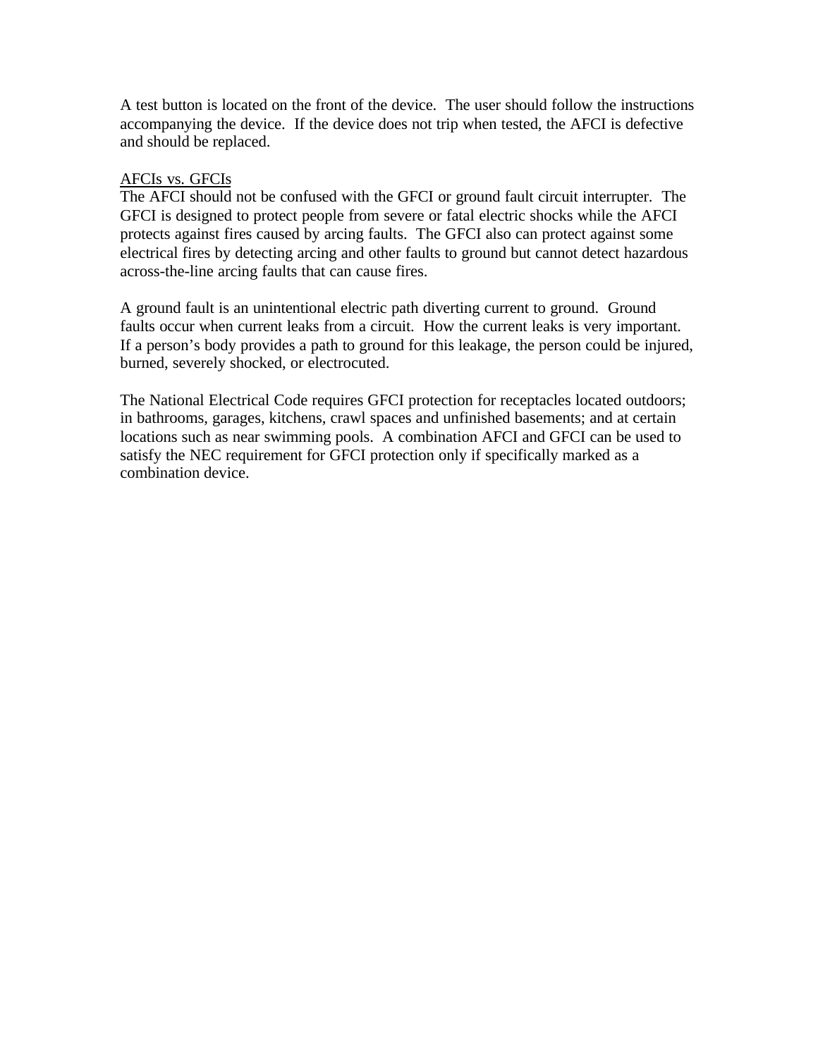A test button is located on the front of the device. The user should follow the instructions accompanying the device. If the device does not trip when tested, the AFCI is defective and should be replaced.

## AFCIs vs. GFCIs

The AFCI should not be confused with the GFCI or ground fault circuit interrupter. The GFCI is designed to protect people from severe or fatal electric shocks while the AFCI protects against fires caused by arcing faults. The GFCI also can protect against some electrical fires by detecting arcing and other faults to ground but cannot detect hazardous across-the-line arcing faults that can cause fires.

A ground fault is an unintentional electric path diverting current to ground. Ground faults occur when current leaks from a circuit. How the current leaks is very important. If a person's body provides a path to ground for this leakage, the person could be injured, burned, severely shocked, or electrocuted.

The National Electrical Code requires GFCI protection for receptacles located outdoors; in bathrooms, garages, kitchens, crawl spaces and unfinished basements; and at certain locations such as near swimming pools. A combination AFCI and GFCI can be used to satisfy the NEC requirement for GFCI protection only if specifically marked as a combination device.